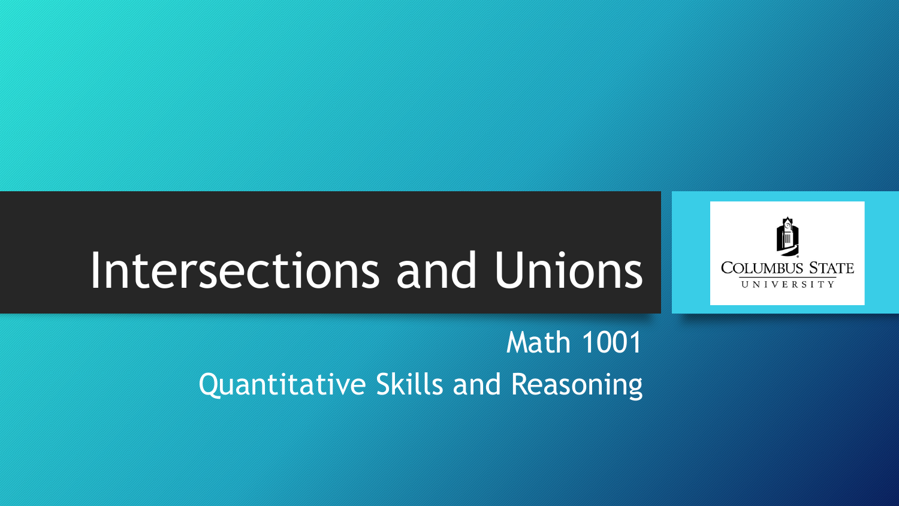# Intersections and Unions

Math 1001

Quantitative Skills and Reasoning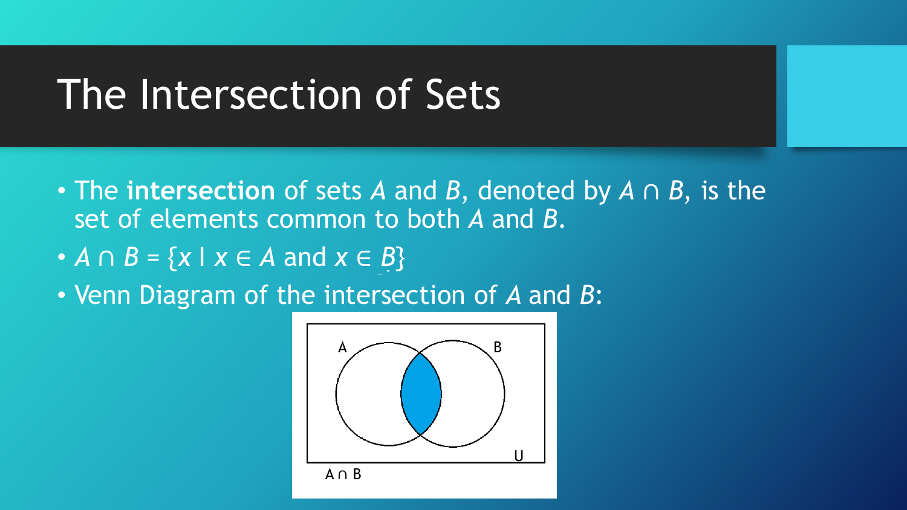# The Intersection of Sets

- The **intersection** of sets *A* and *B*, denoted by $A \cap B$, is the set of elements common to both *A* and *B*.
- $A \cap B = \{x \mid x \in A \text{ and } x \in B\}$
- Venn Diagram of the intersection of *A* and *B*:

$A \cap B$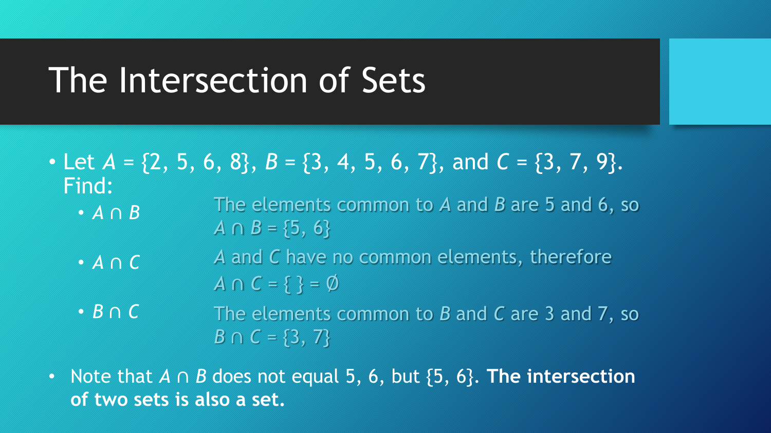# The Intersection of Sets

- Let $A = \{2, 5, 6, 8\}$, $B = \{3, 4, 5, 6, 7\}$, and $C = \{3, 7, 9\}$. Find:
  - $A \cap B$ — The elements common to $A$ and $B$ are 5 and 6, so $A \cap B = \{5, 6\}$
  - $A \cap C$ — $A$ and $C$ have no common elements, therefore $A \cap C = \{\ \} = \emptyset$
  - $B \cap C$ — The elements common to $B$ and $C$ are 3 and 7, so $B \cap C = \{3, 7\}$

- Note that $A \cap B$ does not equal 5, 6, but $\{5, 6\}$. **The intersection of two sets is also a set.**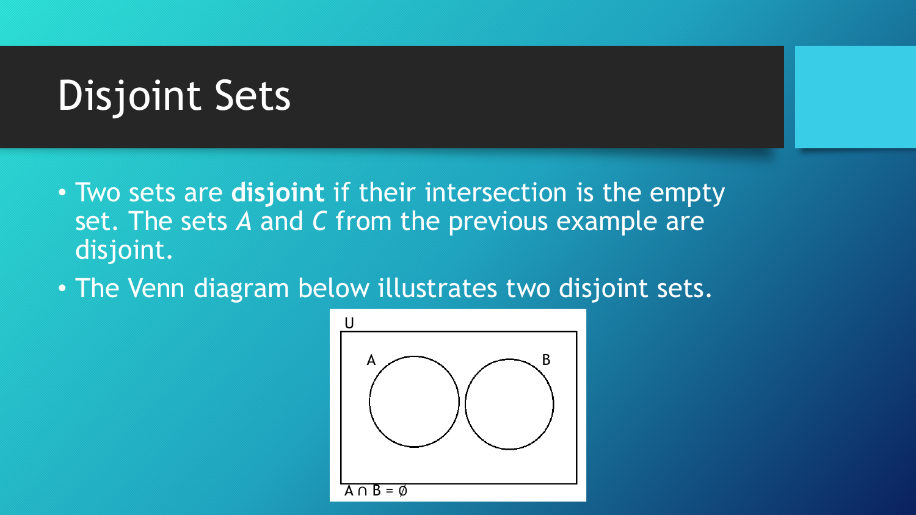# Disjoint Sets

- Two sets are **disjoint** if their intersection is the empty set. The sets *A* and *C* from the previous example are disjoint.
- The Venn diagram below illustrates two disjoint sets.

U

A B

$A \cap B = \emptyset$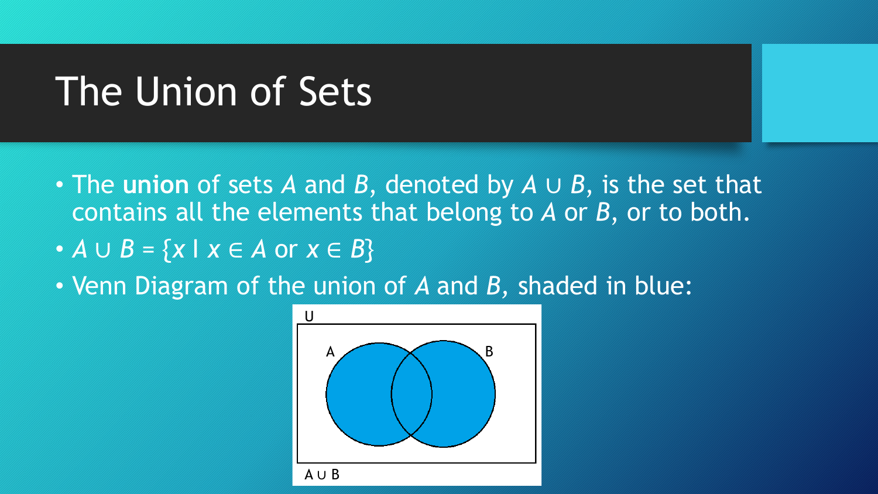# The Union of Sets

- The **union** of sets $A$ and $B$, denoted by $A \cup B$, is the set that contains all the elements that belong to $A$ or $B$, or to both.
- $A \cup B = \{x \mid x \in A \text{ or } x \in B\}$
- Venn Diagram of the union of $A$ and $B$, shaded in blue: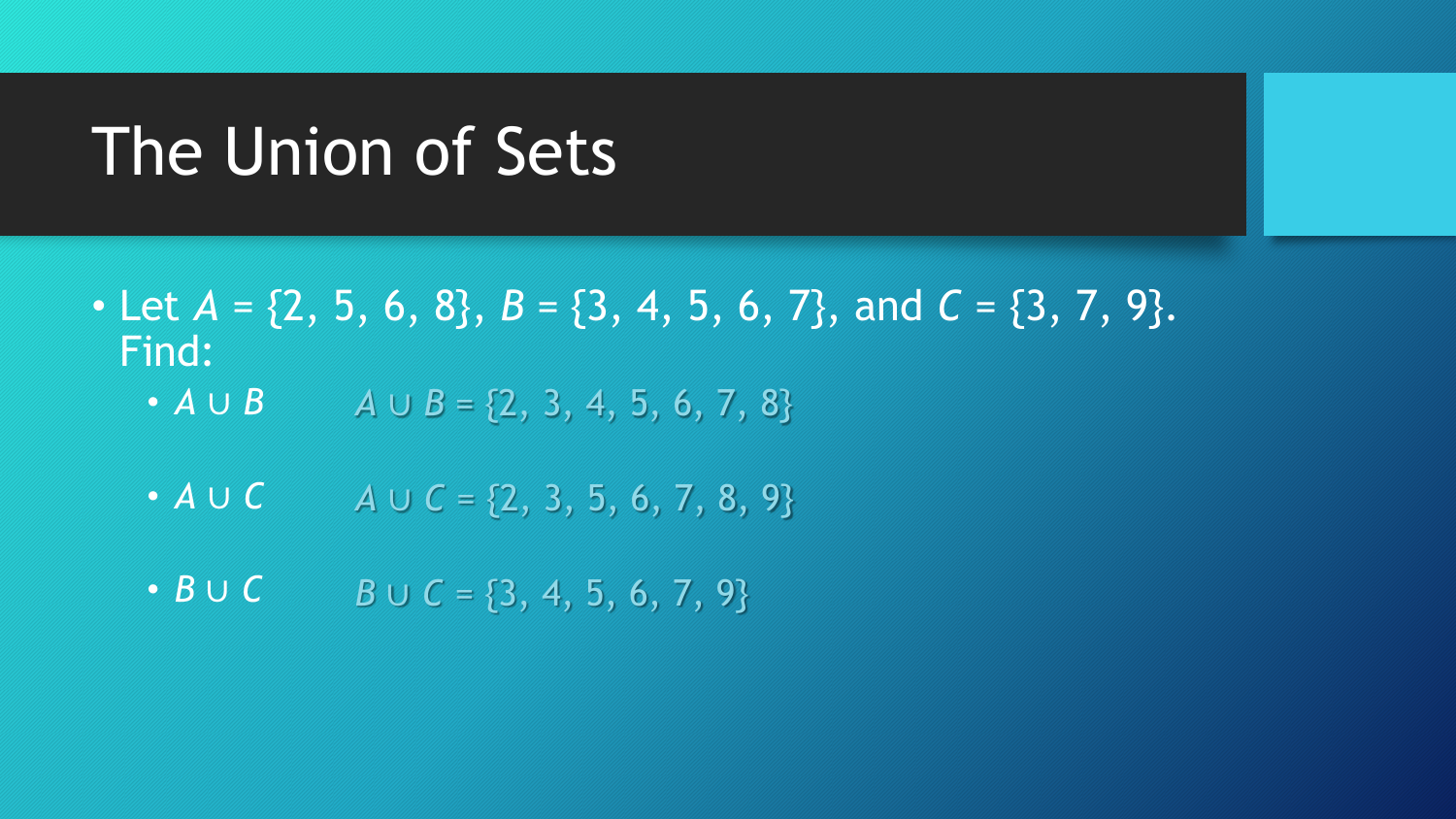# The Union of Sets

- Let $A = \{2, 5, 6, 8\}$, $B = \{3, 4, 5, 6, 7\}$, and $C = \{3, 7, 9\}$. Find:
  - $A \cup B$ $\quad A \cup B = \{2, 3, 4, 5, 6, 7, 8\}$
  - $A \cup C$ $\quad A \cup C = \{2, 3, 5, 6, 7, 8, 9\}$
  - $B \cup C$ $\quad B \cup C = \{3, 4, 5, 6, 7, 9\}$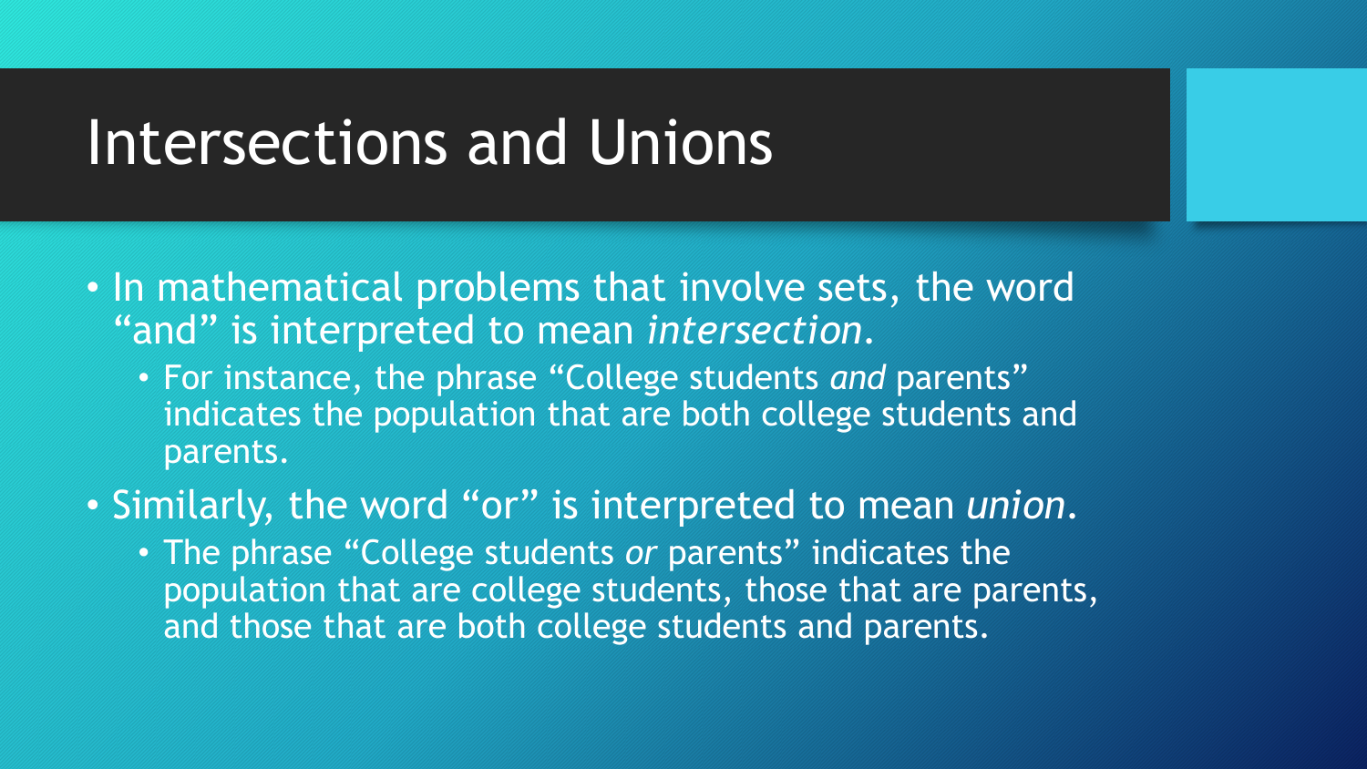# Intersections and Unions

- In mathematical problems that involve sets, the word "and" is interpreted to mean *intersection*.
  - For instance, the phrase "College students *and* parents" indicates the population that are both college students and parents.
- Similarly, the word "or" is interpreted to mean *union*.
  - The phrase "College students *or* parents" indicates the population that are college students, those that are parents, and those that are both college students and parents.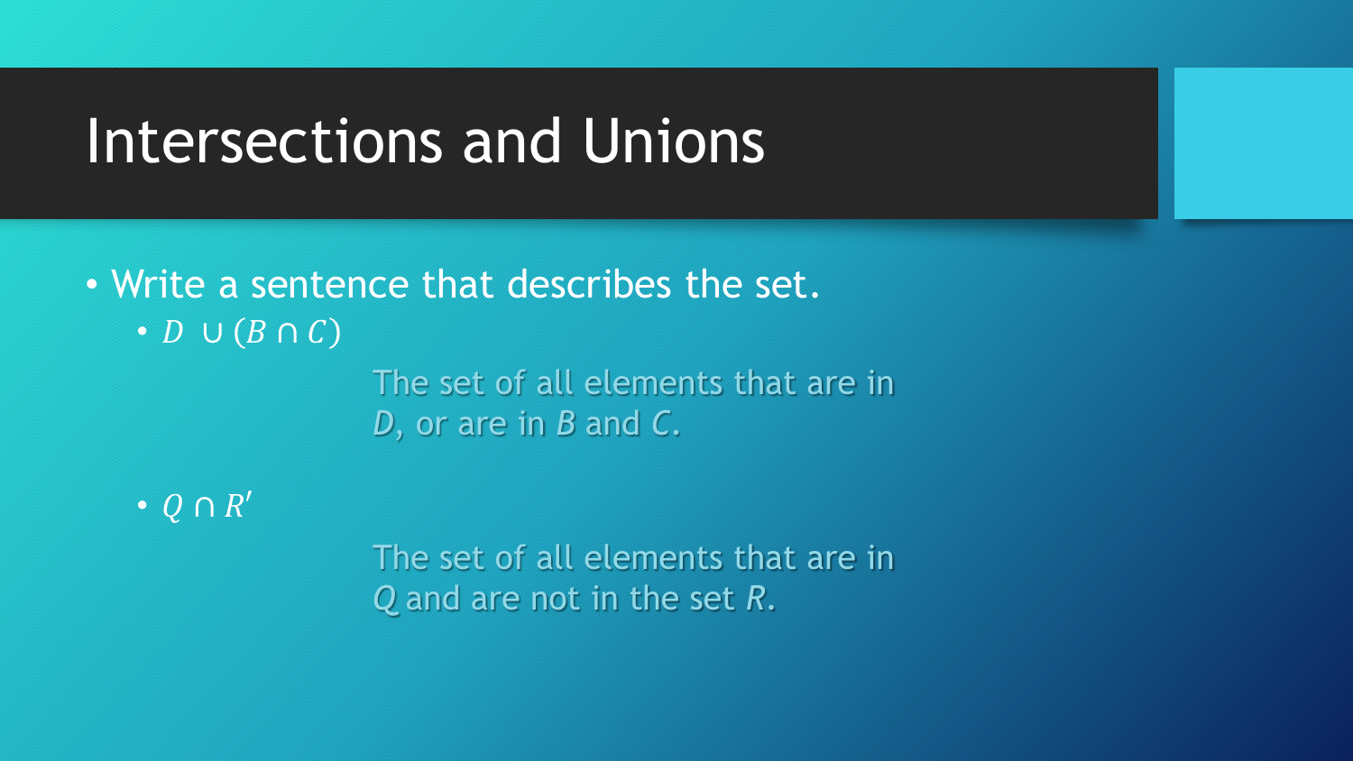# Intersections and Unions

- Write a sentence that describes the set.
  - $D \cup (B \cap C)$

    The set of all elements that are in *D*, or are in *B* and *C*.

  - $Q \cap R'$

    The set of all elements that are in *Q* and are not in the set *R*.